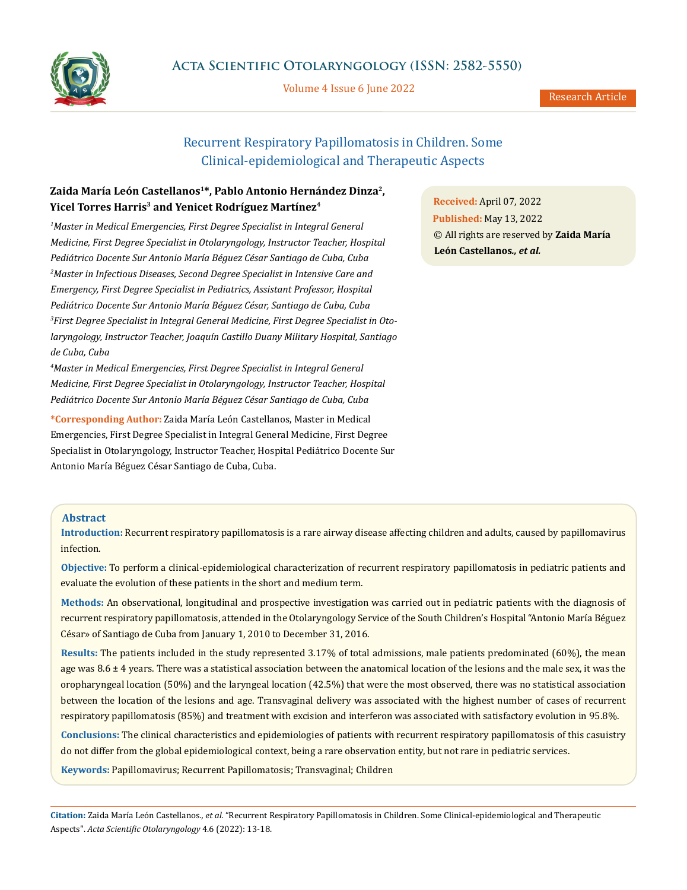# Recurrent Respiratory Papillomatosis in Children. Some Clinical-epidemiological and Therapeutic Aspects

**Zaida María León Castellanos[1]*, Pablo Antonio Hernández Dinza[2], Yicel Torres Harris[3] and Yenicet Rodríguez Martínez[4]**

*[1]Master in Medical Emergencies, First Degree Specialist in Integral General Medicine, First Degree Specialist in Otolaryngology, Instructor Teacher, Hospital Pediátrico Docente Sur Antonio María Béguez César Santiago de Cuba, Cuba*

*[2]Master in Infectious Diseases, Second Degree Specialist in Intensive Care and Emergency, First Degree Specialist in Pediatrics, Assistant Professor, Hospital Pediátrico Docente Sur Antonio María Béguez César, Santiago de Cuba, Cuba*

*[3]First Degree Specialist in Integral General Medicine, First Degree Specialist in Otolaryngology, Instructor Teacher, Joaquín Castillo Duany Military Hospital, Santiago de Cuba, Cuba*

*[4]Master in Medical Emergencies, First Degree Specialist in Integral General Medicine, First Degree Specialist in Otolaryngology, Instructor Teacher, Hospital Pediátrico Docente Sur Antonio María Béguez César Santiago de Cuba, Cuba*

**\*Corresponding Author:** Zaida María León Castellanos, Master in Medical Emergencies, First Degree Specialist in Integral General Medicine, First Degree Specialist in Otolaryngology, Instructor Teacher, Hospital Pediátrico Docente Sur Antonio María Béguez César Santiago de Cuba, Cuba.

**Received:** April 07, 2022
**Published:** May 13, 2022
© All rights are reserved by **Zaida María León Castellanos*., et al.***

## Abstract

**Introduction:** Recurrent respiratory papillomatosis is a rare airway disease affecting children and adults, caused by papillomavirus infection.

**Objective:** To perform a clinical-epidemiological characterization of recurrent respiratory papillomatosis in pediatric patients and evaluate the evolution of these patients in the short and medium term.

**Methods:** An observational, longitudinal and prospective investigation was carried out in pediatric patients with the diagnosis of recurrent respiratory papillomatosis, attended in the Otolaryngology Service of the South Children's Hospital "Antonio María Béguez César» of Santiago de Cuba from January 1, 2010 to December 31, 2016.

**Results:** The patients included in the study represented 3.17% of total admissions, male patients predominated (60%), the mean age was 8.6 ± 4 years. There was a statistical association between the anatomical location of the lesions and the male sex, it was the oropharyngeal location (50%) and the laryngeal location (42.5%) that were the most observed, there was no statistical association between the location of the lesions and age. Transvaginal delivery was associated with the highest number of cases of recurrent respiratory papillomatosis (85%) and treatment with excision and interferon was associated with satisfactory evolution in 95.8%.

**Conclusions:** The clinical characteristics and epidemiologies of patients with recurrent respiratory papillomatosis of this casuistry do not differ from the global epidemiological context, being a rare observation entity, but not rare in pediatric services.

**Keywords:** Papillomavirus; Recurrent Papillomatosis; Transvaginal; Children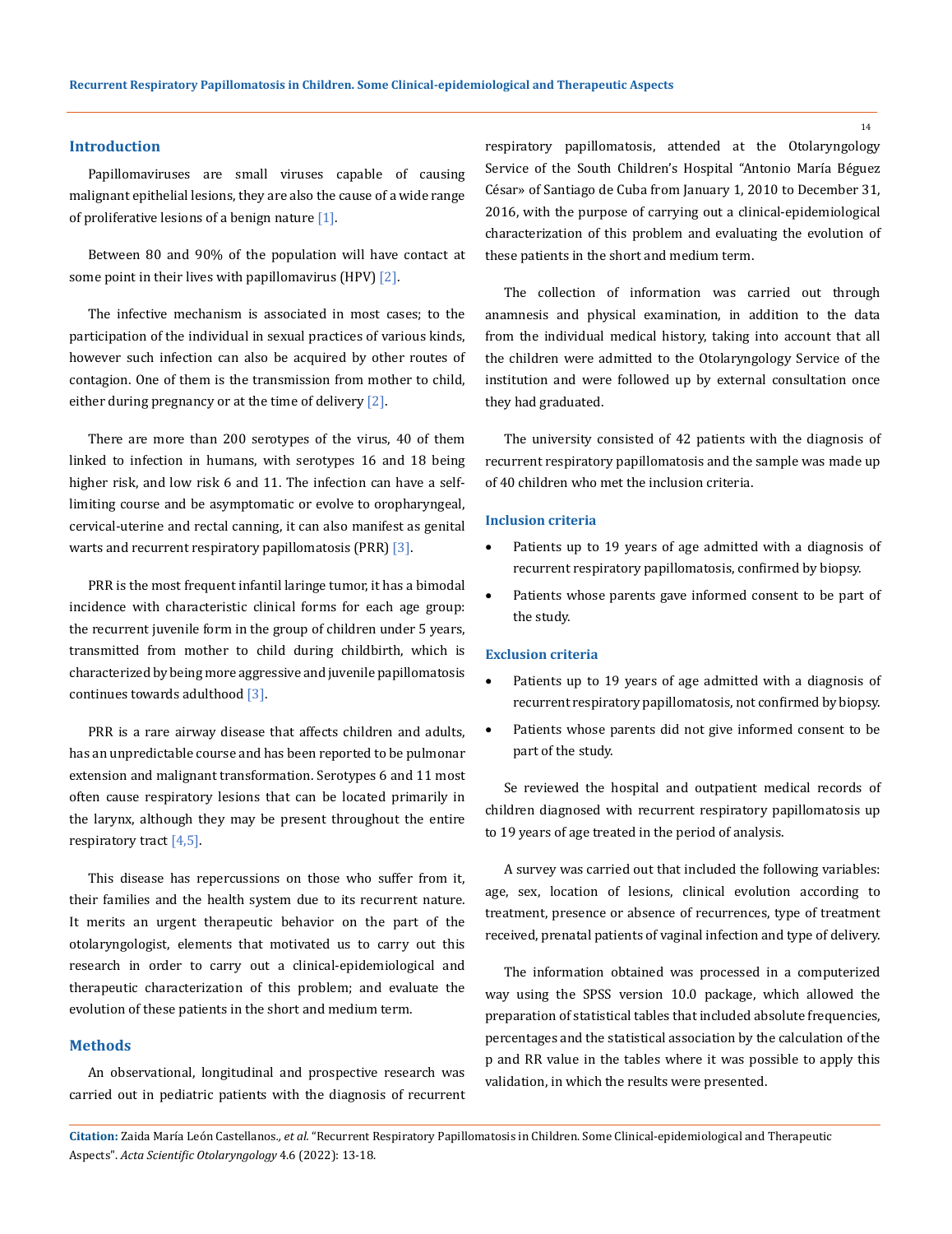## Introduction

Papillomaviruses are small viruses capable of causing malignant epithelial lesions, they are also the cause of a wide range of proliferative lesions of a benign nature [1].

Between 80 and 90% of the population will have contact at some point in their lives with papillomavirus (HPV) [2].

The infective mechanism is associated in most cases; to the participation of the individual in sexual practices of various kinds, however such infection can also be acquired by other routes of contagion. One of them is the transmission from mother to child, either during pregnancy or at the time of delivery [2].

There are more than 200 serotypes of the virus, 40 of them linked to infection in humans, with serotypes 16 and 18 being higher risk, and low risk 6 and 11. The infection can have a self-limiting course and be asymptomatic or evolve to oropharyngeal, cervical-uterine and rectal canning, it can also manifest as genital warts and recurrent respiratory papillomatosis (PRR) [3].

PRR is the most frequent infantil laringe tumor, it has a bimodal incidence with characteristic clinical forms for each age group: the recurrent juvenile form in the group of children under 5 years, transmitted from mother to child during childbirth, which is characterized by being more aggressive and juvenile papillomatosis continues towards adulthood [3].

PRR is a rare airway disease that affects children and adults, has an unpredictable course and has been reported to be pulmonar extension and malignant transformation. Serotypes 6 and 11 most often cause respiratory lesions that can be located primarily in the larynx, although they may be present throughout the entire respiratory tract [4,5].

This disease has repercussions on those who suffer from it, their families and the health system due to its recurrent nature. It merits an urgent therapeutic behavior on the part of the otolaryngologist, elements that motivated us to carry out this research in order to carry out a clinical-epidemiological and therapeutic characterization of this problem; and evaluate the evolution of these patients in the short and medium term.

## Methods

An observational, longitudinal and prospective research was carried out in pediatric patients with the diagnosis of recurrent respiratory papillomatosis, attended at the Otolaryngology Service of the South Children's Hospital "Antonio María Béguez César» of Santiago de Cuba from January 1, 2010 to December 31, 2016, with the purpose of carrying out a clinical-epidemiological characterization of this problem and evaluating the evolution of these patients in the short and medium term.

The collection of information was carried out through anamnesis and physical examination, in addition to the data from the individual medical history, taking into account that all the children were admitted to the Otolaryngology Service of the institution and were followed up by external consultation once they had graduated.

The university consisted of 42 patients with the diagnosis of recurrent respiratory papillomatosis and the sample was made up of 40 children who met the inclusion criteria.

### Inclusion criteria

- Patients up to 19 years of age admitted with a diagnosis of recurrent respiratory papillomatosis, confirmed by biopsy.
- Patients whose parents gave informed consent to be part of the study.

### Exclusion criteria

- Patients up to 19 years of age admitted with a diagnosis of recurrent respiratory papillomatosis, not confirmed by biopsy.
- Patients whose parents did not give informed consent to be part of the study.

Se reviewed the hospital and outpatient medical records of children diagnosed with recurrent respiratory papillomatosis up to 19 years of age treated in the period of analysis.

A survey was carried out that included the following variables: age, sex, location of lesions, clinical evolution according to treatment, presence or absence of recurrences, type of treatment received, prenatal patients of vaginal infection and type of delivery.

The information obtained was processed in a computerized way using the SPSS version 10.0 package, which allowed the preparation of statistical tables that included absolute frequencies, percentages and the statistical association by the calculation of the p and RR value in the tables where it was possible to apply this validation, in which the results were presented.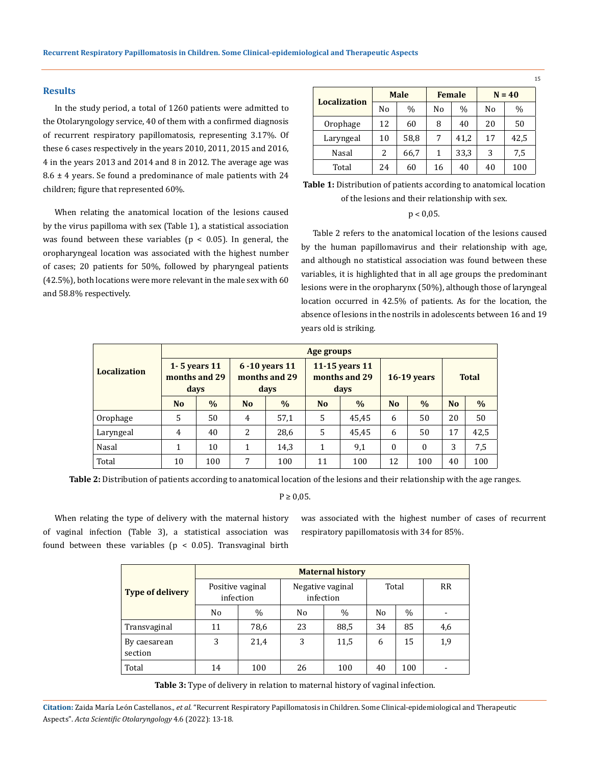## Results

In the study period, a total of 1260 patients were admitted to the Otolaryngology service, 40 of them with a confirmed diagnosis of recurrent respiratory papillomatosis, representing 3.17%. Of these 6 cases respectively in the years 2010, 2011, 2015 and 2016, 4 in the years 2013 and 2014 and 8 in 2012. The average age was 8.6 ± 4 years. Se found a predominance of male patients with 24 children; figure that represented 60%.

When relating the anatomical location of the lesions caused by the virus papilloma with sex (Table 1), a statistical association was found between these variables ($p < 0.05$). In general, the oropharyngeal location was associated with the highest number of cases; 20 patients for 50%, followed by pharyngeal patients (42.5%), both locations were more relevant in the male sex with 60 and 58.8% respectively.

| Localization | Male | | Female | | N = 40 | |
|---|---|---|---|---|---|---|
| | No | % | No | % | No | % |
| Orophage | 12 | 60 | 8 | 40 | 20 | 50 |
| Laryngeal | 10 | 58,8 | 7 | 41,2 | 17 | 42,5 |
| Nasal | 2 | 66,7 | 1 | 33,3 | 3 | 7,5 |
| Total | 24 | 60 | 16 | 40 | 40 | 100 |

**Table 1:** Distribution of patients according to anatomical location of the lesions and their relationship with sex.

$p < 0,05$.

Table 2 refers to the anatomical location of the lesions caused by the human papillomavirus and their relationship with age, and although no statistical association was found between these variables, it is highlighted that in all age groups the predominant lesions were in the oropharynx (50%), although those of laryngeal location occurred in 42.5% of patients. As for the location, the absence of lesions in the nostrils in adolescents between 16 and 19 years old is striking.

| Localization | Age groups | | | | | | | | | |
|---|---|---|---|---|---|---|---|---|---|---|
| | 1- 5 years 11 months and 29 days | | 6 -10 years 11 months and 29 days | | 11-15 years 11 months and 29 days | | 16-19 years | | Total | |
| | No | % | No | % | No | % | No | % | No | % |
| Orophage | 5 | 50 | 4 | 57,1 | 5 | 45,45 | 6 | 50 | 20 | 50 |
| Laryngeal | 4 | 40 | 2 | 28,6 | 5 | 45,45 | 6 | 50 | 17 | 42,5 |
| Nasal | 1 | 10 | 1 | 14,3 | 1 | 9,1 | 0 | 0 | 3 | 7,5 |
| Total | 10 | 100 | 7 | 100 | 11 | 100 | 12 | 100 | 40 | 100 |

**Table 2:** Distribution of patients according to anatomical location of the lesions and their relationship with the age ranges.

$P \geq 0,05$.

When relating the type of delivery with the maternal history of vaginal infection (Table 3), a statistical association was found between these variables ($p < 0.05$). Transvaginal birth was associated with the highest number of cases of recurrent respiratory papillomatosis with 34 for 85%.

| Type of delivery | Maternal history | | | | | | |
|---|---|---|---|---|---|---|---|
| | Positive vaginal infection | | Negative vaginal infection | | Total | | RR |
| | No | % | No | % | No | % | - |
| Transvaginal | 11 | 78,6 | 23 | 88,5 | 34 | 85 | 4,6 |
| By caesarean section | 3 | 21,4 | 3 | 11,5 | 6 | 15 | 1,9 |
| Total | 14 | 100 | 26 | 100 | 40 | 100 | - |

**Table 3:** Type of delivery in relation to maternal history of vaginal infection.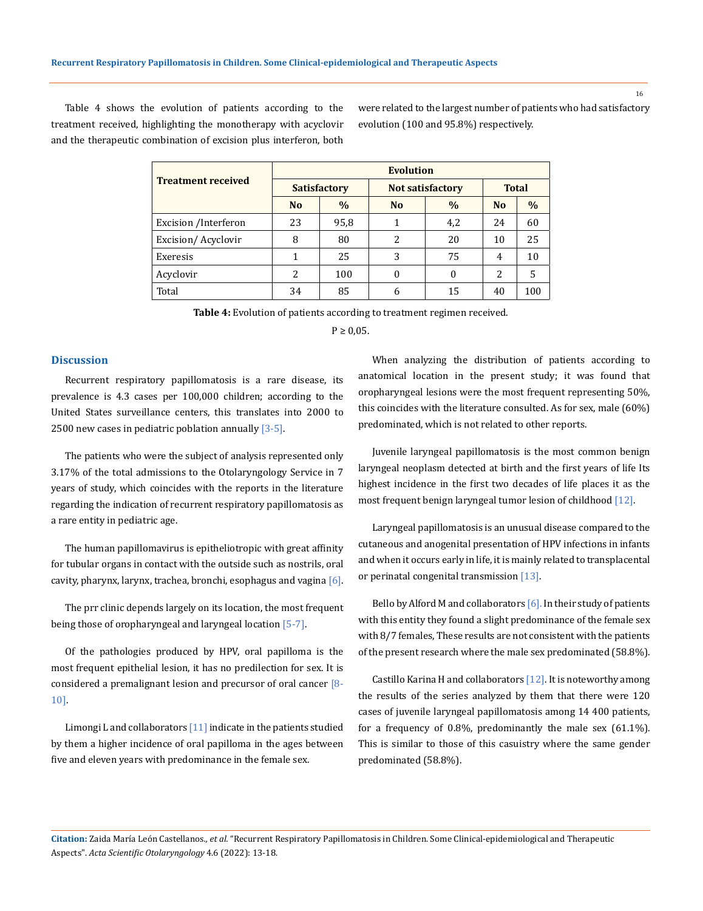Table 4 shows the evolution of patients according to the treatment received, highlighting the monotherapy with acyclovir and the therapeutic combination of excision plus interferon, both were related to the largest number of patients who had satisfactory evolution (100 and 95.8%) respectively.

| Treatment received | Evolution | | | | | |
|---|---|---|---|---|---|---|
| | Satisfactory | | Not satisfactory | | Total | |
| | No | % | No | % | No | % |
| Excision /Interferon | 23 | 95,8 | 1 | 4,2 | 24 | 60 |
| Excision/ Acyclovir | 8 | 80 | 2 | 20 | 10 | 25 |
| Exeresis | 1 | 25 | 3 | 75 | 4 | 10 |
| Acyclovir | 2 | 100 | 0 | 0 | 2 | 5 |
| Total | 34 | 85 | 6 | 15 | 40 | 100 |

**Table 4:** Evolution of patients according to treatment regimen received.

$P \geq 0,05$.

## Discussion

Recurrent respiratory papillomatosis is a rare disease, its prevalence is 4.3 cases per 100,000 children; according to the United States surveillance centers, this translates into 2000 to 2500 new cases in pediatric poblation annually [3-5].

The patients who were the subject of analysis represented only 3.17% of the total admissions to the Otolaryngology Service in 7 years of study, which coincides with the reports in the literature regarding the indication of recurrent respiratory papillomatosis as a rare entity in pediatric age.

The human papillomavirus is epitheliotropic with great affinity for tubular organs in contact with the outside such as nostrils, oral cavity, pharynx, larynx, trachea, bronchi, esophagus and vagina [6].

The prr clinic depends largely on its location, the most frequent being those of oropharyngeal and laryngeal location [5-7].

Of the pathologies produced by HPV, oral papilloma is the most frequent epithelial lesion, it has no predilection for sex. It is considered a premalignant lesion and precursor of oral cancer [8-10].

Limongi L and collaborators [11] indicate in the patients studied by them a higher incidence of oral papilloma in the ages between five and eleven years with predominance in the female sex.

When analyzing the distribution of patients according to anatomical location in the present study; it was found that oropharyngeal lesions were the most frequent representing 50%, this coincides with the literature consulted. As for sex, male (60%) predominated, which is not related to other reports.

Juvenile laryngeal papillomatosis is the most common benign laryngeal neoplasm detected at birth and the first years of life Its highest incidence in the first two decades of life places it as the most frequent benign laryngeal tumor lesion of childhood [12].

Laryngeal papillomatosis is an unusual disease compared to the cutaneous and anogenital presentation of HPV infections in infants and when it occurs early in life, it is mainly related to transplacental or perinatal congenital transmission [13].

Bello by Alford M and collaborators [6]. In their study of patients with this entity they found a slight predominance of the female sex with 8/7 females, These results are not consistent with the patients of the present research where the male sex predominated (58.8%).

Castillo Karina H and collaborators [12]. It is noteworthy among the results of the series analyzed by them that there were 120 cases of juvenile laryngeal papillomatosis among 14 400 patients, for a frequency of 0.8%, predominantly the male sex (61.1%). This is similar to those of this casuistry where the same gender predominated (58.8%).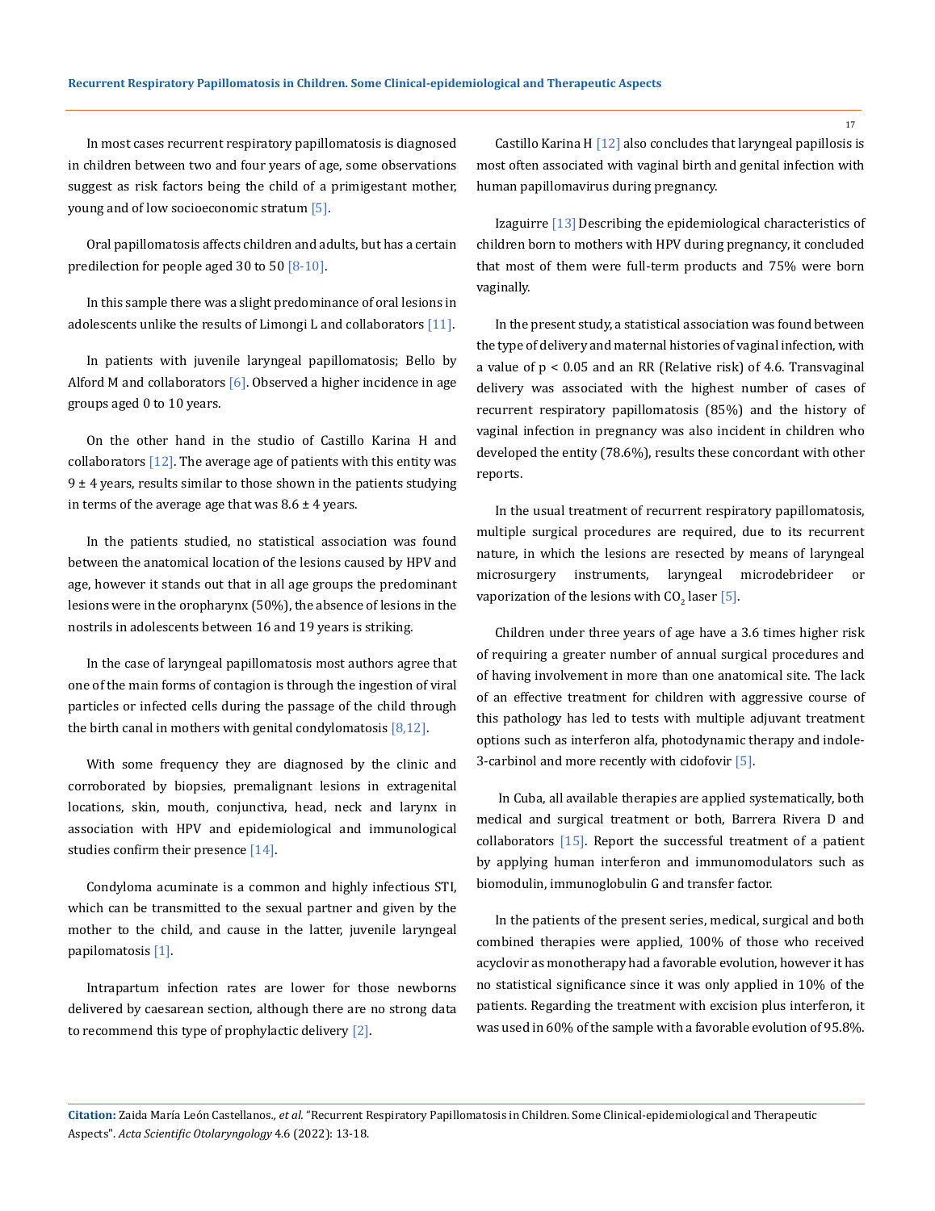In most cases recurrent respiratory papillomatosis is diagnosed in children between two and four years of age, some observations suggest as risk factors being the child of a primigestant mother, young and of low socioeconomic stratum [5].

Oral papillomatosis affects children and adults, but has a certain predilection for people aged 30 to 50 [8-10].

In this sample there was a slight predominance of oral lesions in adolescents unlike the results of Limongi L and collaborators [11].

In patients with juvenile laryngeal papillomatosis; Bello by Alford M and collaborators [6]. Observed a higher incidence in age groups aged 0 to 10 years.

On the other hand in the studio of Castillo Karina H and collaborators [12]. The average age of patients with this entity was 9 ± 4 years, results similar to those shown in the patients studying in terms of the average age that was 8.6 ± 4 years.

In the patients studied, no statistical association was found between the anatomical location of the lesions caused by HPV and age, however it stands out that in all age groups the predominant lesions were in the oropharynx (50%), the absence of lesions in the nostrils in adolescents between 16 and 19 years is striking.

In the case of laryngeal papillomatosis most authors agree that one of the main forms of contagion is through the ingestion of viral particles or infected cells during the passage of the child through the birth canal in mothers with genital condylomatosis [8,12].

With some frequency they are diagnosed by the clinic and corroborated by biopsies, premalignant lesions in extragenital locations, skin, mouth, conjunctiva, head, neck and larynx in association with HPV and epidemiological and immunological studies confirm their presence [14].

Condyloma acuminate is a common and highly infectious STI, which can be transmitted to the sexual partner and given by the mother to the child, and cause in the latter, juvenile laryngeal papilomatosis [1].

Intrapartum infection rates are lower for those newborns delivered by caesarean section, although there are no strong data to recommend this type of prophylactic delivery [2].

Castillo Karina H [12] also concludes that laryngeal papillosis is most often associated with vaginal birth and genital infection with human papillomavirus during pregnancy.

Izaguirre [13] Describing the epidemiological characteristics of children born to mothers with HPV during pregnancy, it concluded that most of them were full-term products and 75% were born vaginally.

In the present study, a statistical association was found between the type of delivery and maternal histories of vaginal infection, with a value of $p < 0.05$ and an RR (Relative risk) of 4.6. Transvaginal delivery was associated with the highest number of cases of recurrent respiratory papillomatosis (85%) and the history of vaginal infection in pregnancy was also incident in children who developed the entity (78.6%), results these concordant with other reports.

In the usual treatment of recurrent respiratory papillomatosis, multiple surgical procedures are required, due to its recurrent nature, in which the lesions are resected by means of laryngeal microsurgery instruments, laryngeal microdebrideer or vaporization of the lesions with $CO_2$ laser [5].

Children under three years of age have a 3.6 times higher risk of requiring a greater number of annual surgical procedures and of having involvement in more than one anatomical site. The lack of an effective treatment for children with aggressive course of this pathology has led to tests with multiple adjuvant treatment options such as interferon alfa, photodynamic therapy and indole-3-carbinol and more recently with cidofovir [5].

In Cuba, all available therapies are applied systematically, both medical and surgical treatment or both, Barrera Rivera D and collaborators [15]. Report the successful treatment of a patient by applying human interferon and immunomodulators such as biomodulin, immunoglobulin G and transfer factor.

In the patients of the present series, medical, surgical and both combined therapies were applied, 100% of those who received acyclovir as monotherapy had a favorable evolution, however it has no statistical significance since it was only applied in 10% of the patients. Regarding the treatment with excision plus interferon, it was used in 60% of the sample with a favorable evolution of 95.8%.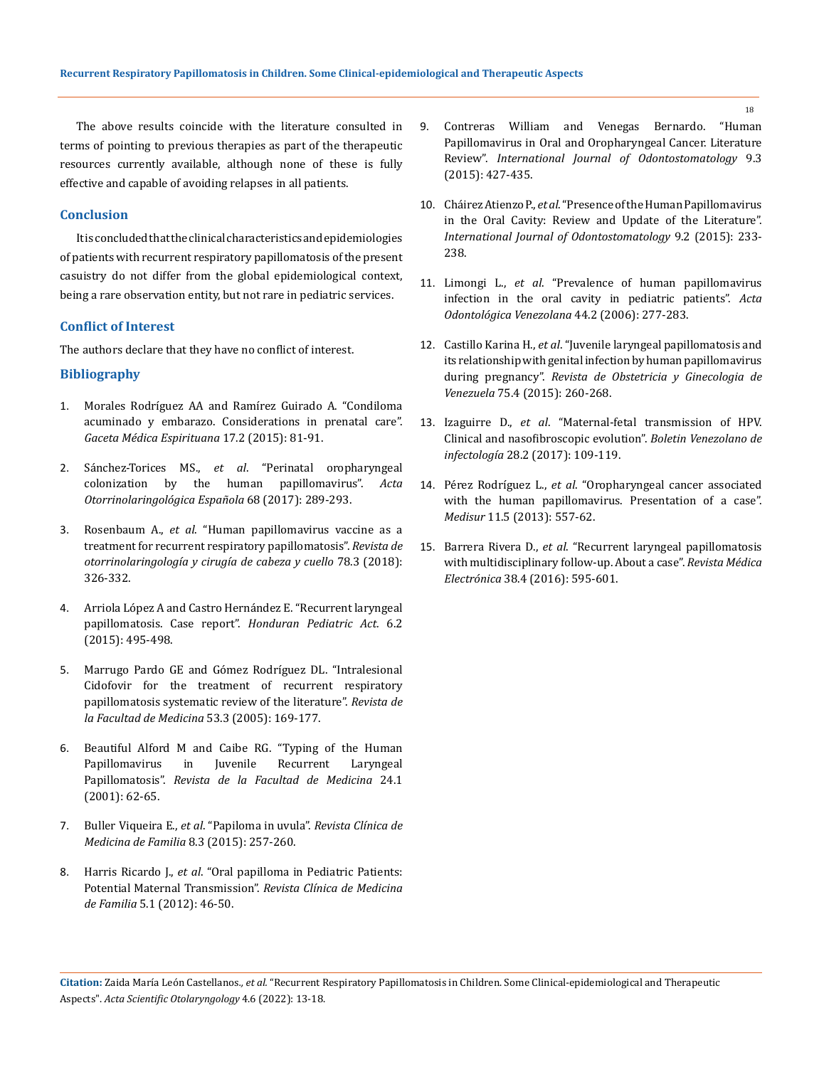The above results coincide with the literature consulted in terms of pointing to previous therapies as part of the therapeutic resources currently available, although none of these is fully effective and capable of avoiding relapses in all patients.

## Conclusion

It is concluded that the clinical characteristics and epidemiologies of patients with recurrent respiratory papillomatosis of the present casuistry do not differ from the global epidemiological context, being a rare observation entity, but not rare in pediatric services.

## Conflict of Interest

The authors declare that they have no conflict of interest.

## Bibliography

1. Morales Rodríguez AA and Ramírez Guirado A. "Condiloma acuminado y embarazo. Considerations in prenatal care". *Gaceta Médica Espirituana* 17.2 (2015): 81-91.
2. Sánchez-Torices MS., *et al*. "Perinatal oropharyngeal colonization by the human papillomavirus". *Acta Otorrinolaringológica Española* 68 (2017): 289-293.
3. Rosenbaum A., *et al*. "Human papillomavirus vaccine as a treatment for recurrent respiratory papillomatosis". *Revista de otorrinolaringología y cirugía de cabeza y cuello* 78.3 (2018): 326-332.
4. Arriola López A and Castro Hernández E. "Recurrent laryngeal papillomatosis. Case report". *Honduran Pediatric Act.* 6.2 (2015): 495-498.
5. Marrugo Pardo GE and Gómez Rodríguez DL. "Intralesional Cidofovir for the treatment of recurrent respiratory papillomatosis systematic review of the literature". *Revista de la Facultad de Medicina* 53.3 (2005): 169-177.
6. Beautiful Alford M and Caibe RG. "Typing of the Human Papillomavirus in Juvenile Recurrent Laryngeal Papillomatosis". *Revista de la Facultad de Medicina* 24.1 (2001): 62-65.
7. Buller Viqueira E., *et al*. "Papiloma in uvula". *Revista Clínica de Medicina de Familia* 8.3 (2015): 257-260.
8. Harris Ricardo J., *et al*. "Oral papilloma in Pediatric Patients: Potential Maternal Transmission". *Revista Clínica de Medicina de Familia* 5.1 (2012): 46-50.
9. Contreras William and Venegas Bernardo. "Human Papillomavirus in Oral and Oropharyngeal Cancer. Literature Review". *International Journal of Odontostomatology* 9.3 (2015): 427-435.
10. Cháirez Atienzo P., *et al*. "Presence of the Human Papillomavirus in the Oral Cavity: Review and Update of the Literature". *International Journal of Odontostomatology* 9.2 (2015): 233-238.
11. Limongi L., *et al*. "Prevalence of human papillomavirus infection in the oral cavity in pediatric patients". *Acta Odontológica Venezolana* 44.2 (2006): 277-283.
12. Castillo Karina H., *et al*. "Juvenile laryngeal papillomatosis and its relationship with genital infection by human papillomavirus during pregnancy". *Revista de Obstetricia y Ginecologia de Venezuela* 75.4 (2015): 260-268.
13. Izaguirre D., *et al*. "Maternal-fetal transmission of HPV. Clinical and nasofibroscopic evolution". *Boletin Venezolano de infectología* 28.2 (2017): 109-119.
14. Pérez Rodríguez L., *et al*. "Oropharyngeal cancer associated with the human papillomavirus. Presentation of a case". *Medisur* 11.5 (2013): 557-62.
15. Barrera Rivera D., *et al*. "Recurrent laryngeal papillomatosis with multidisciplinary follow-up. About a case". *Revista Médica Electrónica* 38.4 (2016): 595-601.